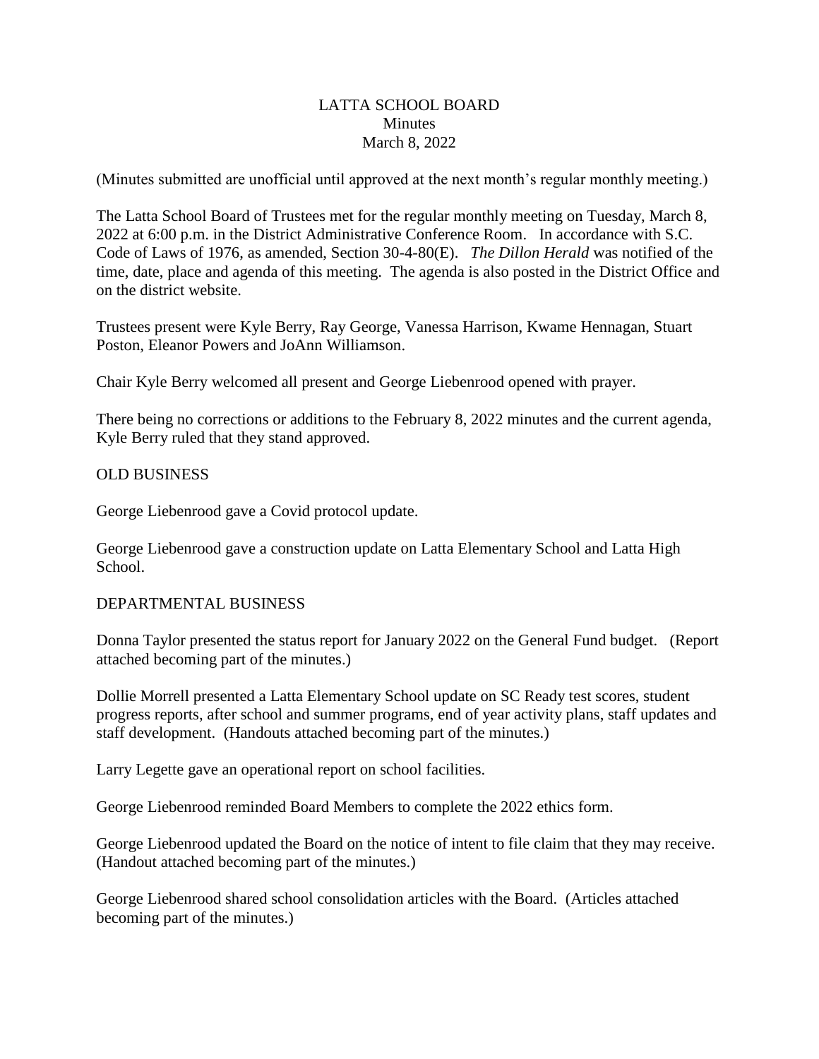# LATTA SCHOOL BOARD
## Minutes
## March 8, 2022

(Minutes submitted are unofficial until approved at the next month's regular monthly meeting.)

The Latta School Board of Trustees met for the regular monthly meeting on Tuesday, March 8, 2022 at 6:00 p.m. in the District Administrative Conference Room. In accordance with S.C. Code of Laws of 1976, as amended, Section 30-4-80(E). *The Dillon Herald* was notified of the time, date, place and agenda of this meeting. The agenda is also posted in the District Office and on the district website.

Trustees present were Kyle Berry, Ray George, Vanessa Harrison, Kwame Hennagan, Stuart Poston, Eleanor Powers and JoAnn Williamson.

Chair Kyle Berry welcomed all present and George Liebenrood opened with prayer.

There being no corrections or additions to the February 8, 2022 minutes and the current agenda, Kyle Berry ruled that they stand approved.

OLD BUSINESS

George Liebenrood gave a Covid protocol update.

George Liebenrood gave a construction update on Latta Elementary School and Latta High School.

DEPARTMENTAL BUSINESS

Donna Taylor presented the status report for January 2022 on the General Fund budget. (Report attached becoming part of the minutes.)

Dollie Morrell presented a Latta Elementary School update on SC Ready test scores, student progress reports, after school and summer programs, end of year activity plans, staff updates and staff development. (Handouts attached becoming part of the minutes.)

Larry Legette gave an operational report on school facilities.

George Liebenrood reminded Board Members to complete the 2022 ethics form.

George Liebenrood updated the Board on the notice of intent to file claim that they may receive. (Handout attached becoming part of the minutes.)

George Liebenrood shared school consolidation articles with the Board. (Articles attached becoming part of the minutes.)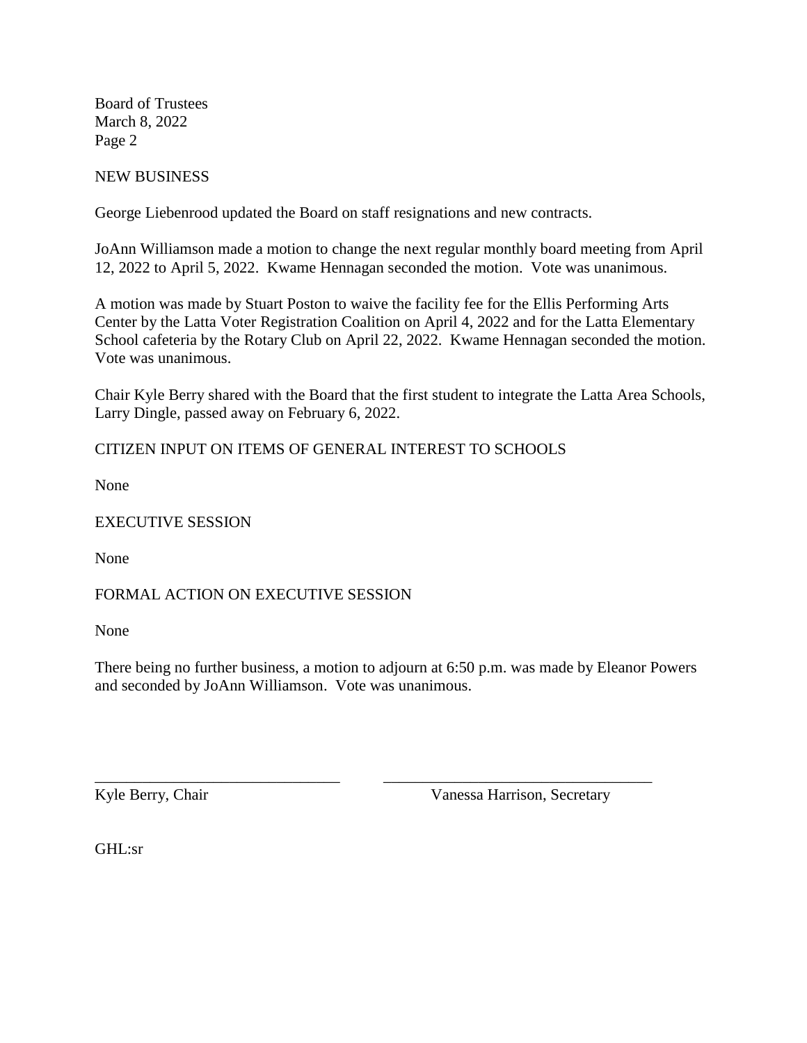NEW BUSINESS

George Liebenrood updated the Board on staff resignations and new contracts.

JoAnn Williamson made a motion to change the next regular monthly board meeting from April 12, 2022 to April 5, 2022. Kwame Hennagan seconded the motion. Vote was unanimous.

A motion was made by Stuart Poston to waive the facility fee for the Ellis Performing Arts Center by the Latta Voter Registration Coalition on April 4, 2022 and for the Latta Elementary School cafeteria by the Rotary Club on April 22, 2022. Kwame Hennagan seconded the motion. Vote was unanimous.

Chair Kyle Berry shared with the Board that the first student to integrate the Latta Area Schools, Larry Dingle, passed away on February 6, 2022.

CITIZEN INPUT ON ITEMS OF GENERAL INTEREST TO SCHOOLS

None

EXECUTIVE SESSION

None

FORMAL ACTION ON EXECUTIVE SESSION

None

There being no further business, a motion to adjourn at 6:50 p.m. was made by Eleanor Powers and seconded by JoAnn Williamson. Vote was unanimous.

\_\_\_\_\_\_\_\_\_\_\_\_\_\_\_\_\_\_\_\_\_\_\_\_\_\_\_\_\_\_\_\_ \_\_\_\_\_\_\_\_\_\_\_\_\_\_\_\_\_\_\_\_\_\_\_\_\_\_\_\_\_\_\_\_\_\_\_

Kyle Berry, Chair Vanessa Harrison, Secretary

GHL:sr